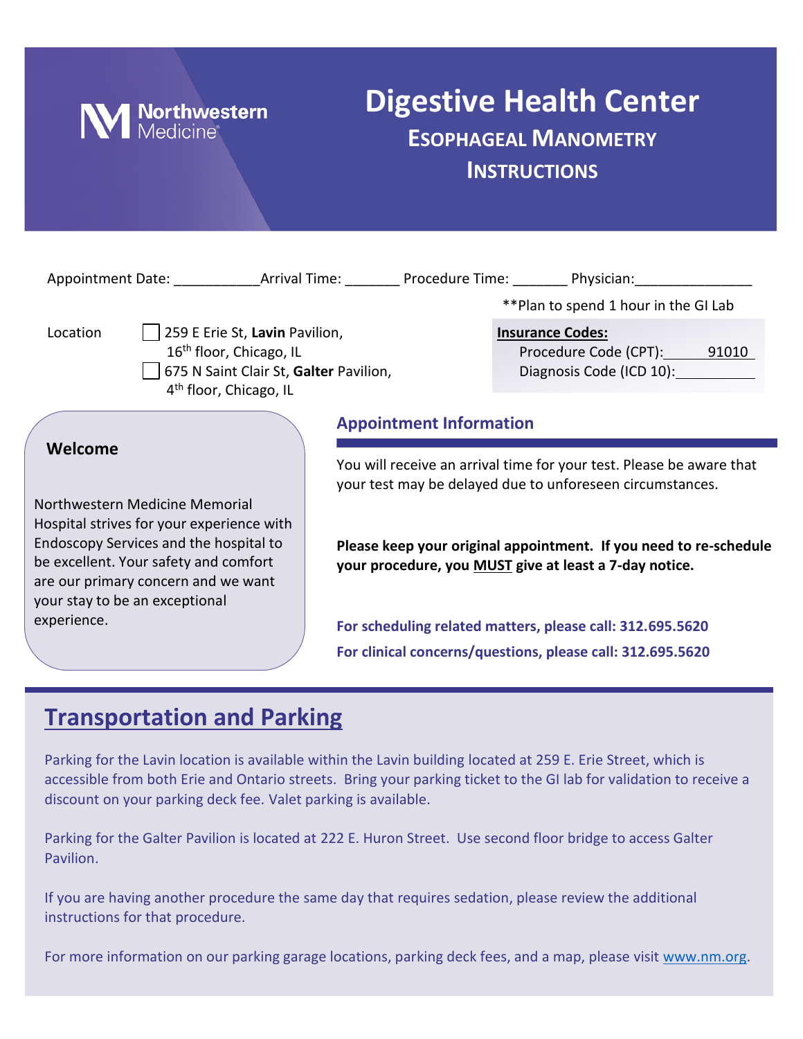Northwestern Medicine

# Digestive Health Center

## ESOPHAGEAL MANOMETRY INSTRUCTIONS

Appointment Date: ___________ Arrival Time: _______ Procedure Time: _______ Physician: _______________

**Plan to spend 1 hour in the GI Lab

Location
- ☐ 259 E Erie St, **Lavin** Pavilion, 16th floor, Chicago, IL
- ☐ 675 N Saint Clair St, **Galter** Pavilion, 4th floor, Chicago, IL

**Insurance Codes:**
- Procedure Code (CPT): 91010
- Diagnosis Code (ICD 10): ___________

### Welcome

Northwestern Medicine Memorial Hospital strives for your experience with Endoscopy Services and the hospital to be excellent. Your safety and comfort are our primary concern and we want your stay to be an exceptional experience.

### Appointment Information

You will receive an arrival time for your test. Please be aware that your test may be delayed due to unforeseen circumstances.

**Please keep your original appointment. If you need to re-schedule your procedure, you MUST give at least a 7-day notice.**

**For scheduling related matters, please call: 312.695.5620**

**For clinical concerns/questions, please call: 312.695.5620**

## Transportation and Parking

Parking for the Lavin location is available within the Lavin building located at 259 E. Erie Street, which is accessible from both Erie and Ontario streets. Bring your parking ticket to the GI lab for validation to receive a discount on your parking deck fee. Valet parking is available.

Parking for the Galter Pavilion is located at 222 E. Huron Street. Use second floor bridge to access Galter Pavilion.

If you are having another procedure the same day that requires sedation, please review the additional instructions for that procedure.

For more information on our parking garage locations, parking deck fees, and a map, please visit www.nm.org.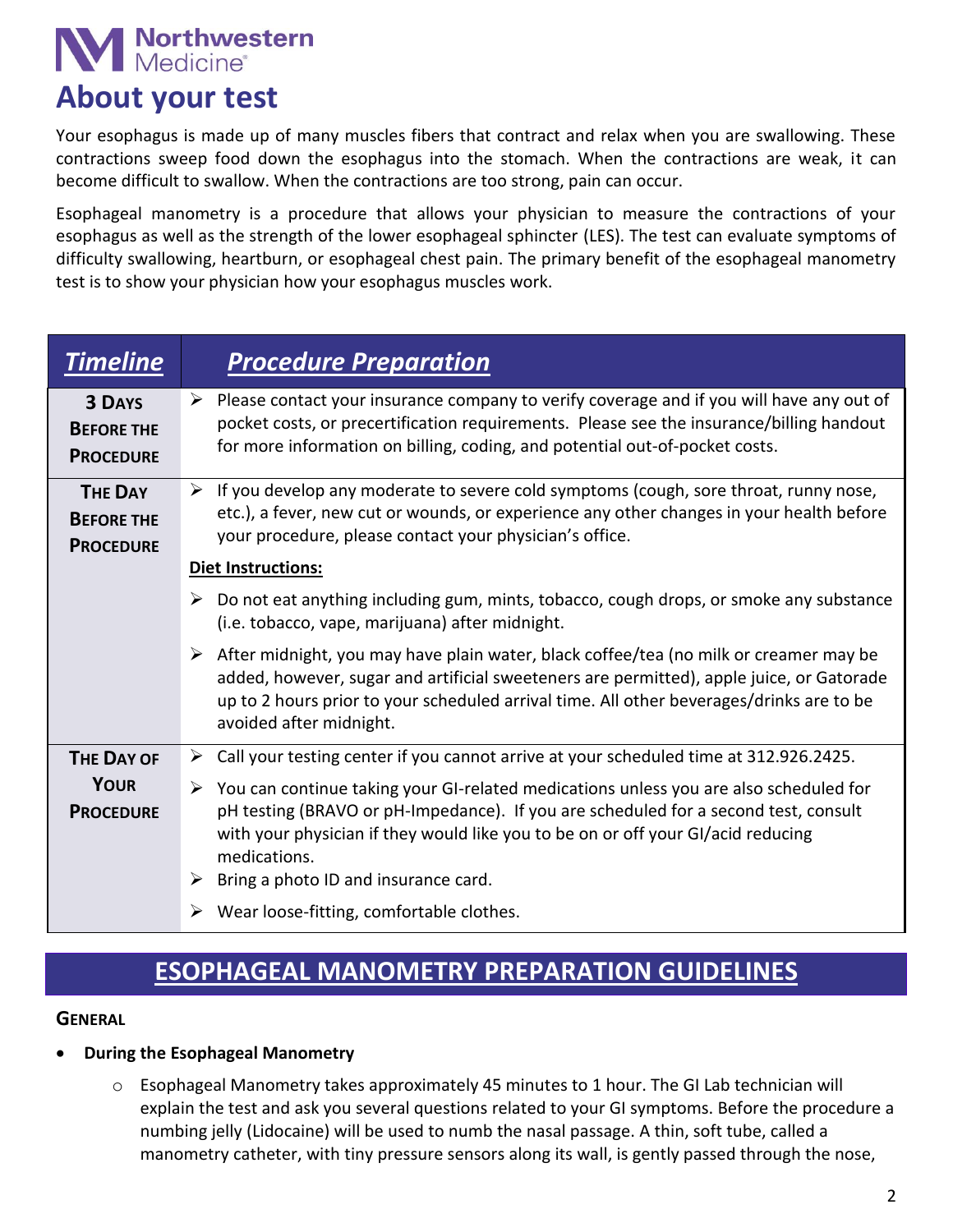Northwestern Medicine

# About your test

Your esophagus is made up of many muscles fibers that contract and relax when you are swallowing. These contractions sweep food down the esophagus into the stomach. When the contractions are weak, it can become difficult to swallow. When the contractions are too strong, pain can occur.

Esophageal manometry is a procedure that allows your physician to measure the contractions of your esophagus as well as the strength of the lower esophageal sphincter (LES). The test can evaluate symptoms of difficulty swallowing, heartburn, or esophageal chest pain. The primary benefit of the esophageal manometry test is to show your physician how your esophagus muscles work.

| ***Timeline*** | ***Procedure Preparation*** |
| --- | --- |
| **3 Days Before the Procedure** | ➢ Please contact your insurance company to verify coverage and if you will have any out of pocket costs, or precertification requirements. Please see the insurance/billing handout for more information on billing, coding, and potential out-of-pocket costs. |
| **The Day Before the Procedure** | ➢ If you develop any moderate to severe cold symptoms (cough, sore throat, runny nose, etc.), a fever, new cut or wounds, or experience any other changes in your health before your procedure, please contact your physician's office.<br><br>**Diet Instructions:**<br><br>➢ Do not eat anything including gum, mints, tobacco, cough drops, or smoke any substance (i.e. tobacco, vape, marijuana) after midnight.<br><br>➢ After midnight, you may have plain water, black coffee/tea (no milk or creamer may be added, however, sugar and artificial sweeteners are permitted), apple juice, or Gatorade up to 2 hours prior to your scheduled arrival time. All other beverages/drinks are to be avoided after midnight. |
| **The Day of Your Procedure** | ➢ Call your testing center if you cannot arrive at your scheduled time at 312.926.2425.<br><br>➢ You can continue taking your GI-related medications unless you are also scheduled for pH testing (BRAVO or pH-Impedance). If you are scheduled for a second test, consult with your physician if they would like you to be on or off your GI/acid reducing medications.<br><br>➢ Bring a photo ID and insurance card.<br><br>➢ Wear loose-fitting, comfortable clothes. |

## ESOPHAGEAL MANOMETRY PREPARATION GUIDELINES

**General**

- **During the Esophageal Manometry**
  - Esophageal Manometry takes approximately 45 minutes to 1 hour. The GI Lab technician will explain the test and ask you several questions related to your GI symptoms. Before the procedure a numbing jelly (Lidocaine) will be used to numb the nasal passage. A thin, soft tube, called a manometry catheter, with tiny pressure sensors along its wall, is gently passed through the nose,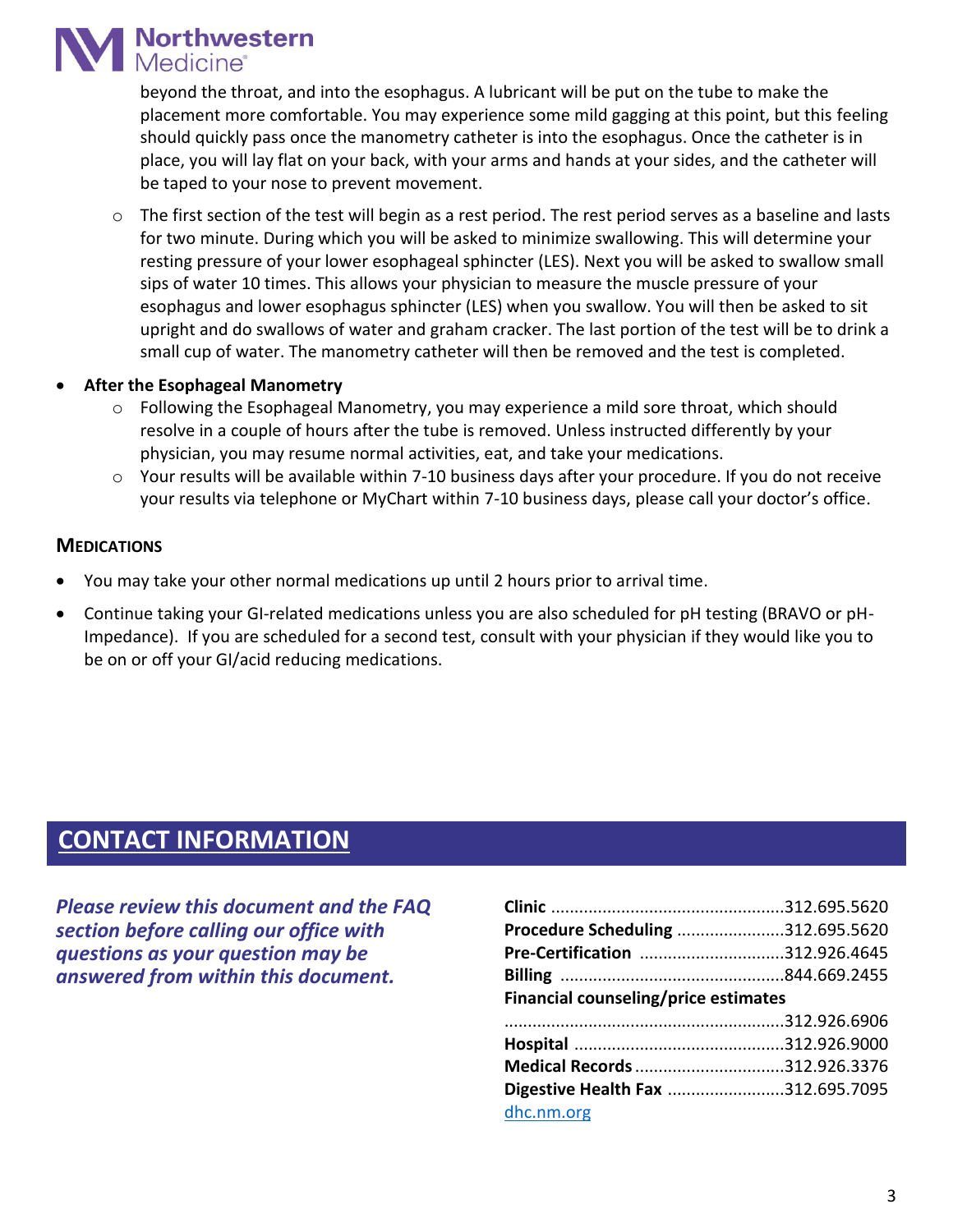beyond the throat, and into the esophagus. A lubricant will be put on the tube to make the placement more comfortable. You may experience some mild gagging at this point, but this feeling should quickly pass once the manometry catheter is into the esophagus. Once the catheter is in place, you will lay flat on your back, with your arms and hands at your sides, and the catheter will be taped to your nose to prevent movement.

- The first section of the test will begin as a rest period. The rest period serves as a baseline and lasts for two minute. During which you will be asked to minimize swallowing. This will determine your resting pressure of your lower esophageal sphincter (LES). Next you will be asked to swallow small sips of water 10 times. This allows your physician to measure the muscle pressure of your esophagus and lower esophagus sphincter (LES) when you swallow. You will then be asked to sit upright and do swallows of water and graham cracker. The last portion of the test will be to drink a small cup of water. The manometry catheter will then be removed and the test is completed.

- **After the Esophageal Manometry**
  - Following the Esophageal Manometry, you may experience a mild sore throat, which should resolve in a couple of hours after the tube is removed. Unless instructed differently by your physician, you may resume normal activities, eat, and take your medications.
  - Your results will be available within 7-10 business days after your procedure. If you do not receive your results via telephone or MyChart within 7-10 business days, please call your doctor's office.

### Medications

- You may take your other normal medications up until 2 hours prior to arrival time.
- Continue taking your GI-related medications unless you are also scheduled for pH testing (BRAVO or pH-Impedance). If you are scheduled for a second test, consult with your physician if they would like you to be on or off your GI/acid reducing medications.

## CONTACT INFORMATION

***Please review this document and the FAQ section before calling our office with questions as your question may be answered from within this document.***

**Clinic** ................................................312.695.5620
**Procedure Scheduling** .......................312.695.5620
**Pre-Certification** ...............................312.926.4645
**Billing** ...............................................844.669.2455
**Financial counseling/price estimates**
..........................................................312.926.6906
**Hospital** ............................................312.926.9000
**Medical Records** ................................312.926.3376
**Digestive Health Fax** .........................312.695.7095
dhc.nm.org